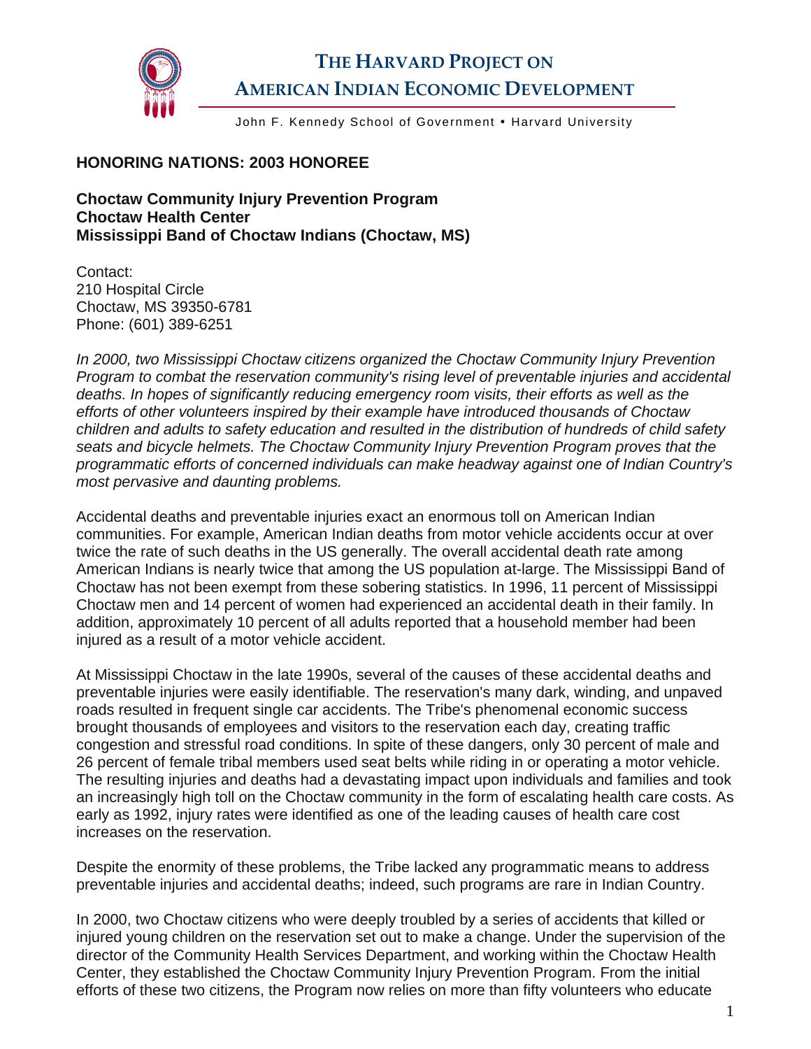# THE HARVARD PROJECT ON AMERICAN INDIAN ECONOMIC DEVELOPMENT

John F. Kennedy School of Government • Harvard University

## HONORING NATIONS: 2003 HONOREE

**Choctaw Community Injury Prevention Program**
**Choctaw Health Center**
**Mississippi Band of Choctaw Indians (Choctaw, MS)**

Contact:
210 Hospital Circle
Choctaw, MS 39350-6781
Phone: (601) 389-6251

*In 2000, two Mississippi Choctaw citizens organized the Choctaw Community Injury Prevention Program to combat the reservation community's rising level of preventable injuries and accidental deaths. In hopes of significantly reducing emergency room visits, their efforts as well as the efforts of other volunteers inspired by their example have introduced thousands of Choctaw children and adults to safety education and resulted in the distribution of hundreds of child safety seats and bicycle helmets. The Choctaw Community Injury Prevention Program proves that the programmatic efforts of concerned individuals can make headway against one of Indian Country's most pervasive and daunting problems.*

Accidental deaths and preventable injuries exact an enormous toll on American Indian communities. For example, American Indian deaths from motor vehicle accidents occur at over twice the rate of such deaths in the US generally. The overall accidental death rate among American Indians is nearly twice that among the US population at-large. The Mississippi Band of Choctaw has not been exempt from these sobering statistics. In 1996, 11 percent of Mississippi Choctaw men and 14 percent of women had experienced an accidental death in their family. In addition, approximately 10 percent of all adults reported that a household member had been injured as a result of a motor vehicle accident.

At Mississippi Choctaw in the late 1990s, several of the causes of these accidental deaths and preventable injuries were easily identifiable. The reservation's many dark, winding, and unpaved roads resulted in frequent single car accidents. The Tribe's phenomenal economic success brought thousands of employees and visitors to the reservation each day, creating traffic congestion and stressful road conditions. In spite of these dangers, only 30 percent of male and 26 percent of female tribal members used seat belts while riding in or operating a motor vehicle. The resulting injuries and deaths had a devastating impact upon individuals and families and took an increasingly high toll on the Choctaw community in the form of escalating health care costs. As early as 1992, injury rates were identified as one of the leading causes of health care cost increases on the reservation.

Despite the enormity of these problems, the Tribe lacked any programmatic means to address preventable injuries and accidental deaths; indeed, such programs are rare in Indian Country.

In 2000, two Choctaw citizens who were deeply troubled by a series of accidents that killed or injured young children on the reservation set out to make a change. Under the supervision of the director of the Community Health Services Department, and working within the Choctaw Health Center, they established the Choctaw Community Injury Prevention Program. From the initial efforts of these two citizens, the Program now relies on more than fifty volunteers who educate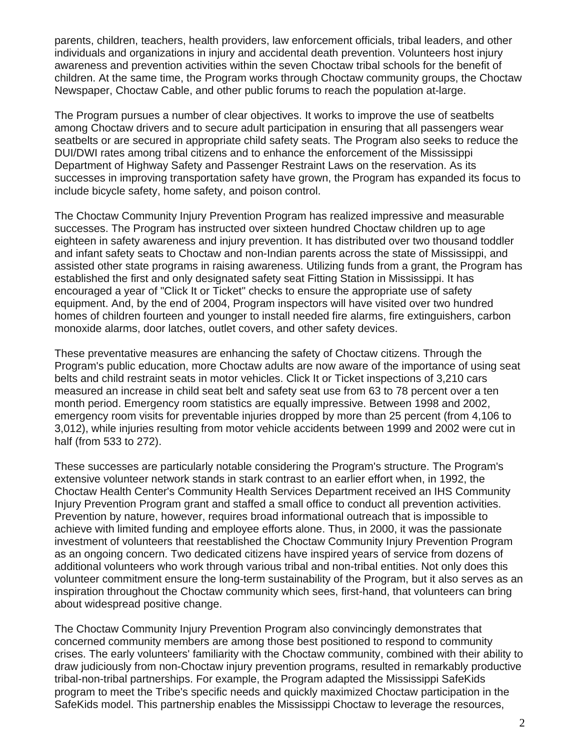parents, children, teachers, health providers, law enforcement officials, tribal leaders, and other individuals and organizations in injury and accidental death prevention. Volunteers host injury awareness and prevention activities within the seven Choctaw tribal schools for the benefit of children. At the same time, the Program works through Choctaw community groups, the Choctaw Newspaper, Choctaw Cable, and other public forums to reach the population at-large.

The Program pursues a number of clear objectives. It works to improve the use of seatbelts among Choctaw drivers and to secure adult participation in ensuring that all passengers wear seatbelts or are secured in appropriate child safety seats. The Program also seeks to reduce the DUI/DWI rates among tribal citizens and to enhance the enforcement of the Mississippi Department of Highway Safety and Passenger Restraint Laws on the reservation. As its successes in improving transportation safety have grown, the Program has expanded its focus to include bicycle safety, home safety, and poison control.

The Choctaw Community Injury Prevention Program has realized impressive and measurable successes. The Program has instructed over sixteen hundred Choctaw children up to age eighteen in safety awareness and injury prevention. It has distributed over two thousand toddler and infant safety seats to Choctaw and non-Indian parents across the state of Mississippi, and assisted other state programs in raising awareness. Utilizing funds from a grant, the Program has established the first and only designated safety seat Fitting Station in Mississippi. It has encouraged a year of "Click It or Ticket" checks to ensure the appropriate use of safety equipment. And, by the end of 2004, Program inspectors will have visited over two hundred homes of children fourteen and younger to install needed fire alarms, fire extinguishers, carbon monoxide alarms, door latches, outlet covers, and other safety devices.

These preventative measures are enhancing the safety of Choctaw citizens. Through the Program's public education, more Choctaw adults are now aware of the importance of using seat belts and child restraint seats in motor vehicles. Click It or Ticket inspections of 3,210 cars measured an increase in child seat belt and safety seat use from 63 to 78 percent over a ten month period. Emergency room statistics are equally impressive. Between 1998 and 2002, emergency room visits for preventable injuries dropped by more than 25 percent (from 4,106 to 3,012), while injuries resulting from motor vehicle accidents between 1999 and 2002 were cut in half (from 533 to 272).

These successes are particularly notable considering the Program's structure. The Program's extensive volunteer network stands in stark contrast to an earlier effort when, in 1992, the Choctaw Health Center's Community Health Services Department received an IHS Community Injury Prevention Program grant and staffed a small office to conduct all prevention activities. Prevention by nature, however, requires broad informational outreach that is impossible to achieve with limited funding and employee efforts alone. Thus, in 2000, it was the passionate investment of volunteers that reestablished the Choctaw Community Injury Prevention Program as an ongoing concern. Two dedicated citizens have inspired years of service from dozens of additional volunteers who work through various tribal and non-tribal entities. Not only does this volunteer commitment ensure the long-term sustainability of the Program, but it also serves as an inspiration throughout the Choctaw community which sees, first-hand, that volunteers can bring about widespread positive change.

The Choctaw Community Injury Prevention Program also convincingly demonstrates that concerned community members are among those best positioned to respond to community crises. The early volunteers' familiarity with the Choctaw community, combined with their ability to draw judiciously from non-Choctaw injury prevention programs, resulted in remarkably productive tribal-non-tribal partnerships. For example, the Program adapted the Mississippi SafeKids program to meet the Tribe's specific needs and quickly maximized Choctaw participation in the SafeKids model. This partnership enables the Mississippi Choctaw to leverage the resources,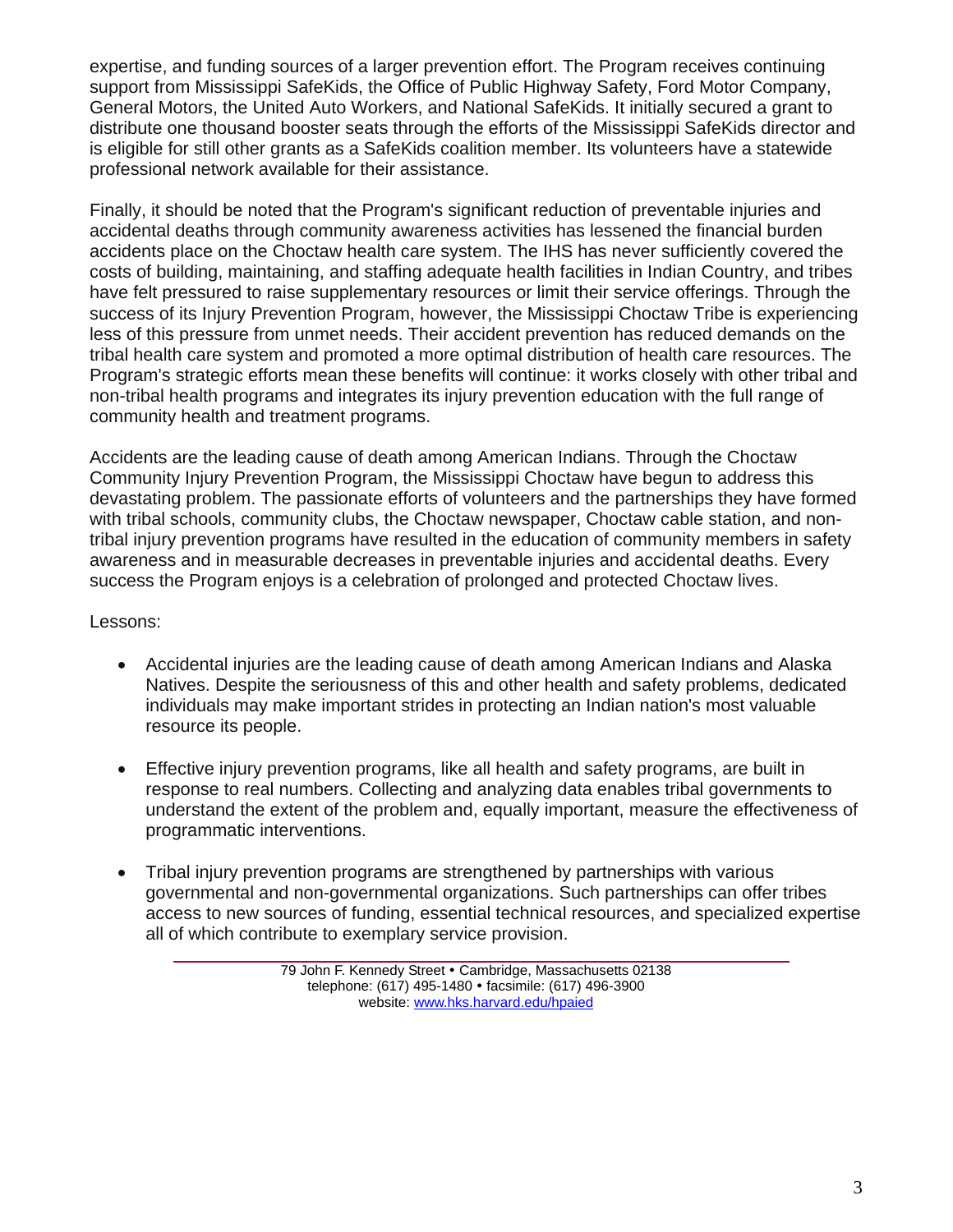expertise, and funding sources of a larger prevention effort. The Program receives continuing support from Mississippi SafeKids, the Office of Public Highway Safety, Ford Motor Company, General Motors, the United Auto Workers, and National SafeKids. It initially secured a grant to distribute one thousand booster seats through the efforts of the Mississippi SafeKids director and is eligible for still other grants as a SafeKids coalition member. Its volunteers have a statewide professional network available for their assistance.

Finally, it should be noted that the Program's significant reduction of preventable injuries and accidental deaths through community awareness activities has lessened the financial burden accidents place on the Choctaw health care system. The IHS has never sufficiently covered the costs of building, maintaining, and staffing adequate health facilities in Indian Country, and tribes have felt pressured to raise supplementary resources or limit their service offerings. Through the success of its Injury Prevention Program, however, the Mississippi Choctaw Tribe is experiencing less of this pressure from unmet needs. Their accident prevention has reduced demands on the tribal health care system and promoted a more optimal distribution of health care resources. The Program's strategic efforts mean these benefits will continue: it works closely with other tribal and non-tribal health programs and integrates its injury prevention education with the full range of community health and treatment programs.

Accidents are the leading cause of death among American Indians. Through the Choctaw Community Injury Prevention Program, the Mississippi Choctaw have begun to address this devastating problem. The passionate efforts of volunteers and the partnerships they have formed with tribal schools, community clubs, the Choctaw newspaper, Choctaw cable station, and non-tribal injury prevention programs have resulted in the education of community members in safety awareness and in measurable decreases in preventable injuries and accidental deaths. Every success the Program enjoys is a celebration of prolonged and protected Choctaw lives.

Lessons:

- Accidental injuries are the leading cause of death among American Indians and Alaska Natives. Despite the seriousness of this and other health and safety problems, dedicated individuals may make important strides in protecting an Indian nation's most valuable resource its people.

- Effective injury prevention programs, like all health and safety programs, are built in response to real numbers. Collecting and analyzing data enables tribal governments to understand the extent of the problem and, equally important, measure the effectiveness of programmatic interventions.

- Tribal injury prevention programs are strengthened by partnerships with various governmental and non-governmental organizations. Such partnerships can offer tribes access to new sources of funding, essential technical resources, and specialized expertise all of which contribute to exemplary service provision.

79 John F. Kennedy Street • Cambridge, Massachusetts 02138
telephone: (617) 495-1480 • facsimile: (617) 496-3900
website: [www.hks.harvard.edu/hpaied](http://www.hks.harvard.edu/hpaied)